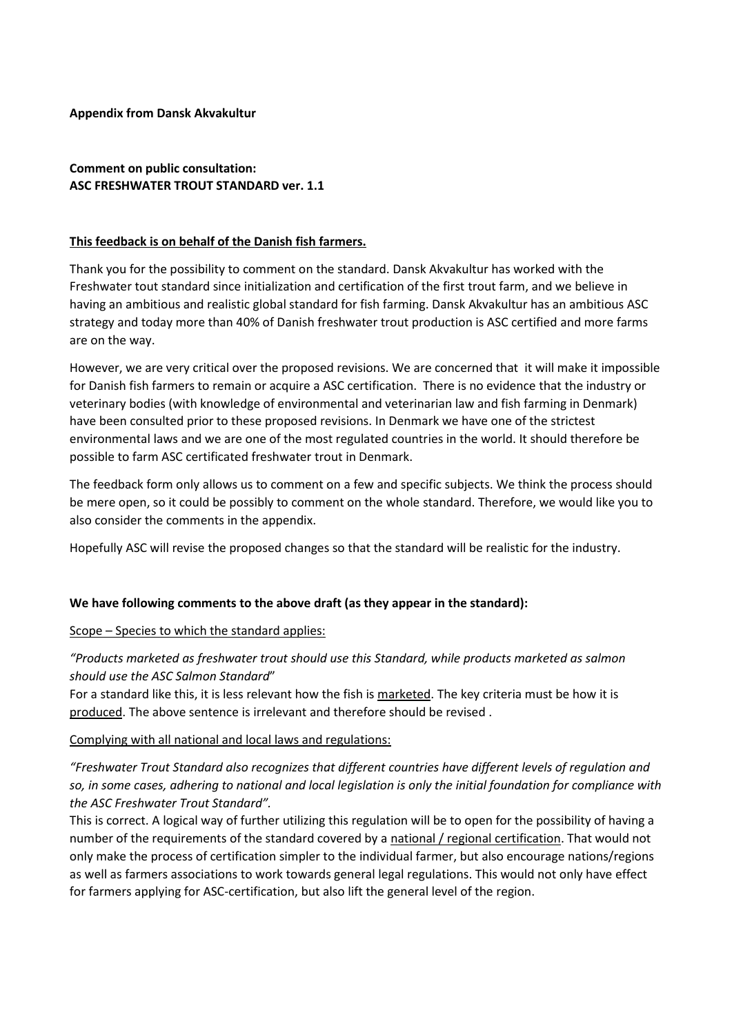**Appendix from Dansk Akvakultur**

**Comment on public consultation:**
**ASC FRESHWATER TROUT STANDARD ver. 1.1**

**This feedback is on behalf of the Danish fish farmers.**

Thank you for the possibility to comment on the standard. Dansk Akvakultur has worked with the Freshwater tout standard since initialization and certification of the first trout farm, and we believe in having an ambitious and realistic global standard for fish farming. Dansk Akvakultur has an ambitious ASC strategy and today more than 40% of Danish freshwater trout production is ASC certified and more farms are on the way.

However, we are very critical over the proposed revisions. We are concerned that it will make it impossible for Danish fish farmers to remain or acquire a ASC certification. There is no evidence that the industry or veterinary bodies (with knowledge of environmental and veterinarian law and fish farming in Denmark) have been consulted prior to these proposed revisions. In Denmark we have one of the strictest environmental laws and we are one of the most regulated countries in the world. It should therefore be possible to farm ASC certificated freshwater trout in Denmark.

The feedback form only allows us to comment on a few and specific subjects. We think the process should be mere open, so it could be possibly to comment on the whole standard. Therefore, we would like you to also consider the comments in the appendix.

Hopefully ASC will revise the proposed changes so that the standard will be realistic for the industry.

**We have following comments to the above draft (as they appear in the standard):**

Scope – Species to which the standard applies:

*"Products marketed as freshwater trout should use this Standard, while products marketed as salmon should use the ASC Salmon Standard*"
For a standard like this, it is less relevant how the fish is marketed. The key criteria must be how it is produced. The above sentence is irrelevant and therefore should be revised .

Complying with all national and local laws and regulations:

*"Freshwater Trout Standard also recognizes that different countries have different levels of regulation and so, in some cases, adhering to national and local legislation is only the initial foundation for compliance with the ASC Freshwater Trout Standard".*
This is correct. A logical way of further utilizing this regulation will be to open for the possibility of having a number of the requirements of the standard covered by a national / regional certification. That would not only make the process of certification simpler to the individual farmer, but also encourage nations/regions as well as farmers associations to work towards general legal regulations. This would not only have effect for farmers applying for ASC-certification, but also lift the general level of the region.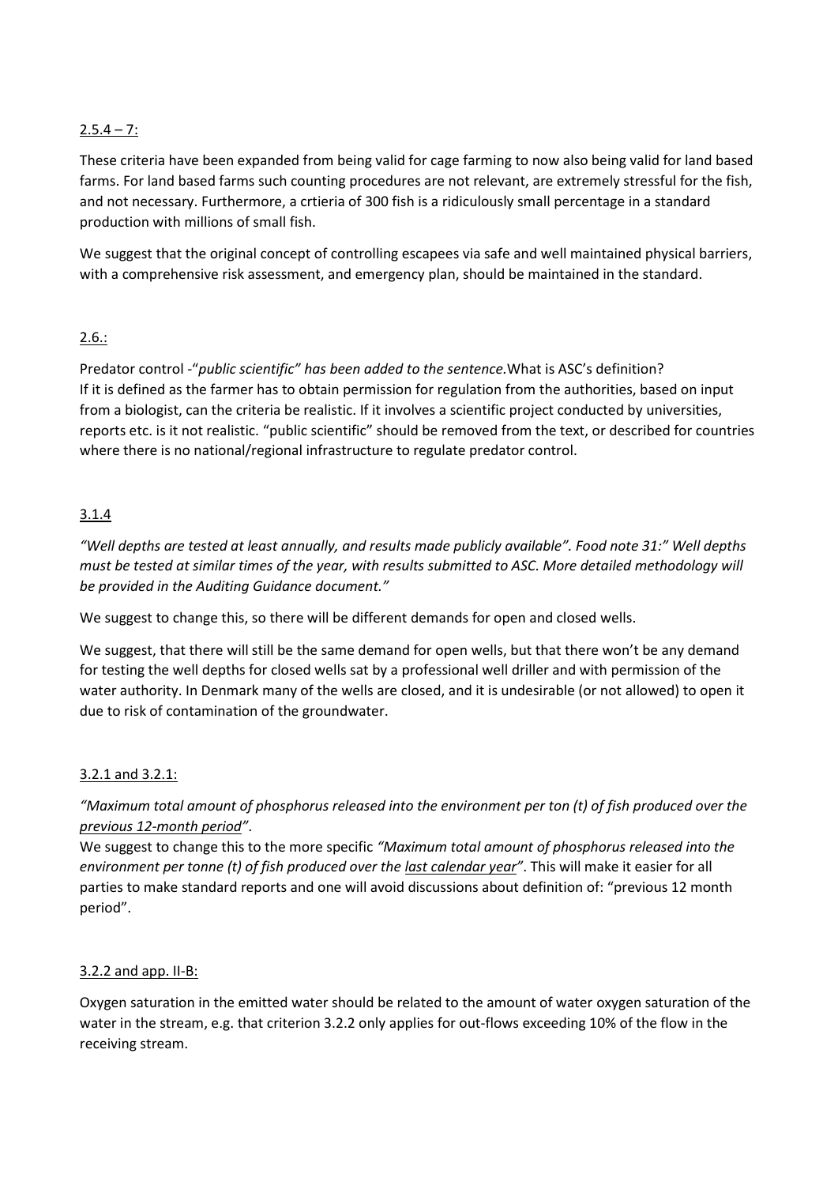<u>2.5.4 – 7:</u>

These criteria have been expanded from being valid for cage farming to now also being valid for land based farms. For land based farms such counting procedures are not relevant, are extremely stressful for the fish, and not necessary. Furthermore, a crtieria of 300 fish is a ridiculously small percentage in a standard production with millions of small fish.

We suggest that the original concept of controlling escapees via safe and well maintained physical barriers, with a comprehensive risk assessment, and emergency plan, should be maintained in the standard.

<u>2.6.:</u>

Predator control -"*public scientific" has been added to the sentence.*What is ASC's definition? If it is defined as the farmer has to obtain permission for regulation from the authorities, based on input from a biologist, can the criteria be realistic. If it involves a scientific project conducted by universities, reports etc. is it not realistic. "public scientific" should be removed from the text, or described for countries where there is no national/regional infrastructure to regulate predator control.

<u>3.1.4</u>

*"Well depths are tested at least annually, and results made publicly available". Food note 31:" Well depths must be tested at similar times of the year, with results submitted to ASC. More detailed methodology will be provided in the Auditing Guidance document."*

We suggest to change this, so there will be different demands for open and closed wells.

We suggest, that there will still be the same demand for open wells, but that there won't be any demand for testing the well depths for closed wells sat by a professional well driller and with permission of the water authority. In Denmark many of the wells are closed, and it is undesirable (or not allowed) to open it due to risk of contamination of the groundwater.

<u>3.2.1 and 3.2.1:</u>

*"Maximum total amount of phosphorus released into the environment per ton (t) of fish produced over the <u>previous 12-month period</u>".*

We suggest to change this to the more specific *"Maximum total amount of phosphorus released into the environment per tonne (t) of fish produced over the <u>last calendar year</u>"*. This will make it easier for all parties to make standard reports and one will avoid discussions about definition of: "previous 12 month period".

<u>3.2.2 and app. II-B:</u>

Oxygen saturation in the emitted water should be related to the amount of water oxygen saturation of the water in the stream, e.g. that criterion 3.2.2 only applies for out-flows exceeding 10% of the flow in the receiving stream.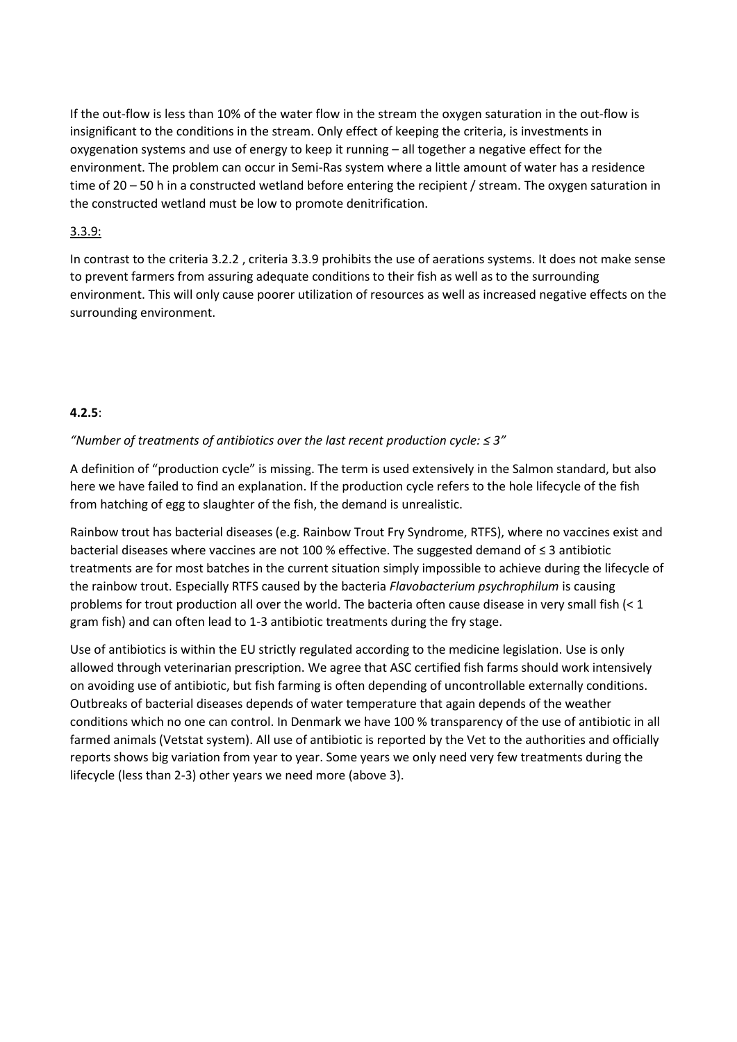If the out-flow is less than 10% of the water flow in the stream the oxygen saturation in the out-flow is insignificant to the conditions in the stream. Only effect of keeping the criteria, is investments in oxygenation systems and use of energy to keep it running – all together a negative effect for the environment. The problem can occur in Semi-Ras system where a little amount of water has a residence time of 20 – 50 h in a constructed wetland before entering the recipient / stream. The oxygen saturation in the constructed wetland must be low to promote denitrification.

3.3.9:

In contrast to the criteria 3.2.2 , criteria 3.3.9 prohibits the use of aerations systems. It does not make sense to prevent farmers from assuring adequate conditions to their fish as well as to the surrounding environment. This will only cause poorer utilization of resources as well as increased negative effects on the surrounding environment.

**4.2.5**:

*"Number of treatments of antibiotics over the last recent production cycle: ≤ 3"*

A definition of "production cycle" is missing. The term is used extensively in the Salmon standard, but also here we have failed to find an explanation. If the production cycle refers to the hole lifecycle of the fish from hatching of egg to slaughter of the fish, the demand is unrealistic.

Rainbow trout has bacterial diseases (e.g. Rainbow Trout Fry Syndrome, RTFS), where no vaccines exist and bacterial diseases where vaccines are not 100 % effective. The suggested demand of ≤ 3 antibiotic treatments are for most batches in the current situation simply impossible to achieve during the lifecycle of the rainbow trout. Especially RTFS caused by the bacteria *Flavobacterium psychrophilum* is causing problems for trout production all over the world. The bacteria often cause disease in very small fish (< 1 gram fish) and can often lead to 1-3 antibiotic treatments during the fry stage.

Use of antibiotics is within the EU strictly regulated according to the medicine legislation. Use is only allowed through veterinarian prescription. We agree that ASC certified fish farms should work intensively on avoiding use of antibiotic, but fish farming is often depending of uncontrollable externally conditions. Outbreaks of bacterial diseases depends of water temperature that again depends of the weather conditions which no one can control. In Denmark we have 100 % transparency of the use of antibiotic in all farmed animals (Vetstat system). All use of antibiotic is reported by the Vet to the authorities and officially reports shows big variation from year to year. Some years we only need very few treatments during the lifecycle (less than 2-3) other years we need more (above 3).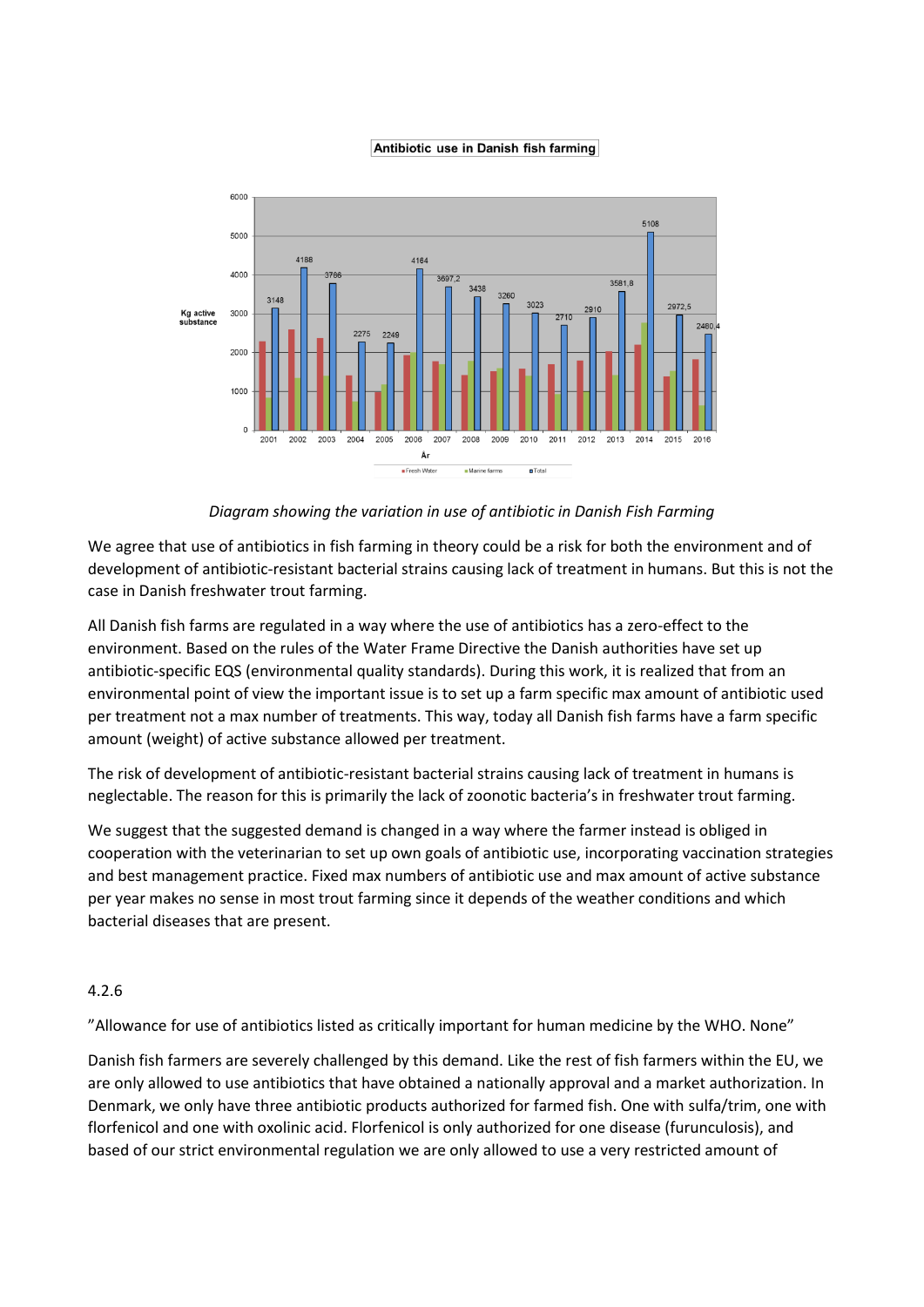**Antibiotic use in Danish fish farming**

*Diagram showing the variation in use of antibiotic in Danish Fish Farming*

We agree that use of antibiotics in fish farming in theory could be a risk for both the environment and of development of antibiotic-resistant bacterial strains causing lack of treatment in humans. But this is not the case in Danish freshwater trout farming.

All Danish fish farms are regulated in a way where the use of antibiotics has a zero-effect to the environment. Based on the rules of the Water Frame Directive the Danish authorities have set up antibiotic-specific EQS (environmental quality standards). During this work, it is realized that from an environmental point of view the important issue is to set up a farm specific max amount of antibiotic used per treatment not a max number of treatments. This way, today all Danish fish farms have a farm specific amount (weight) of active substance allowed per treatment.

The risk of development of antibiotic-resistant bacterial strains causing lack of treatment in humans is neglectable. The reason for this is primarily the lack of zoonotic bacteria's in freshwater trout farming.

We suggest that the suggested demand is changed in a way where the farmer instead is obliged in cooperation with the veterinarian to set up own goals of antibiotic use, incorporating vaccination strategies and best management practice. Fixed max numbers of antibiotic use and max amount of active substance per year makes no sense in most trout farming since it depends of the weather conditions and which bacterial diseases that are present.

4.2.6

"Allowance for use of antibiotics listed as critically important for human medicine by the WHO. None"

Danish fish farmers are severely challenged by this demand. Like the rest of fish farmers within the EU, we are only allowed to use antibiotics that have obtained a nationally approval and a market authorization. In Denmark, we only have three antibiotic products authorized for farmed fish. One with sulfa/trim, one with florfenicol and one with oxolinic acid. Florfenicol is only authorized for one disease (furunculosis), and based of our strict environmental regulation we are only allowed to use a very restricted amount of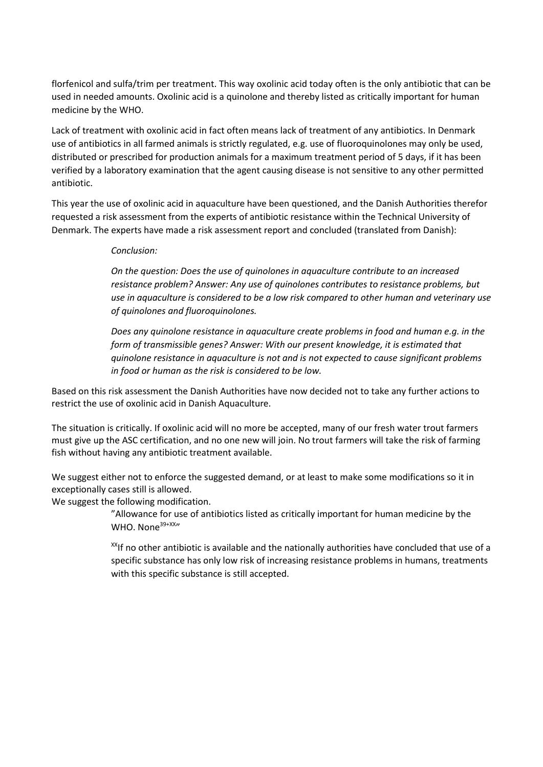florfenicol and sulfa/trim per treatment. This way oxolinic acid today often is the only antibiotic that can be used in needed amounts. Oxolinic acid is a quinolone and thereby listed as critically important for human medicine by the WHO.

Lack of treatment with oxolinic acid in fact often means lack of treatment of any antibiotics. In Denmark use of antibiotics in all farmed animals is strictly regulated, e.g. use of fluoroquinolones may only be used, distributed or prescribed for production animals for a maximum treatment period of 5 days, if it has been verified by a laboratory examination that the agent causing disease is not sensitive to any other permitted antibiotic.

This year the use of oxolinic acid in aquaculture have been questioned, and the Danish Authorities therefor requested a risk assessment from the experts of antibiotic resistance within the Technical University of Denmark. The experts have made a risk assessment report and concluded (translated from Danish):

> *Conclusion:*
>
> *On the question: Does the use of quinolones in aquaculture contribute to an increased resistance problem? Answer: Any use of quinolones contributes to resistance problems, but use in aquaculture is considered to be a low risk compared to other human and veterinary use of quinolones and fluoroquinolones.*
>
> *Does any quinolone resistance in aquaculture create problems in food and human e.g. in the form of transmissible genes? Answer: With our present knowledge, it is estimated that quinolone resistance in aquaculture is not and is not expected to cause significant problems in food or human as the risk is considered to be low.*

Based on this risk assessment the Danish Authorities have now decided not to take any further actions to restrict the use of oxolinic acid in Danish Aquaculture.

The situation is critically. If oxolinic acid will no more be accepted, many of our fresh water trout farmers must give up the ASC certification, and no one new will join. No trout farmers will take the risk of farming fish without having any antibiotic treatment available.

We suggest either not to enforce the suggested demand, or at least to make some modifications so it in exceptionally cases still is allowed.
We suggest the following modification.

> ”Allowance for use of antibiotics listed as critically important for human medicine by the WHO. None[39+XX]”
>
> [XX]If no other antibiotic is available and the nationally authorities have concluded that use of a specific substance has only low risk of increasing resistance problems in humans, treatments with this specific substance is still accepted.